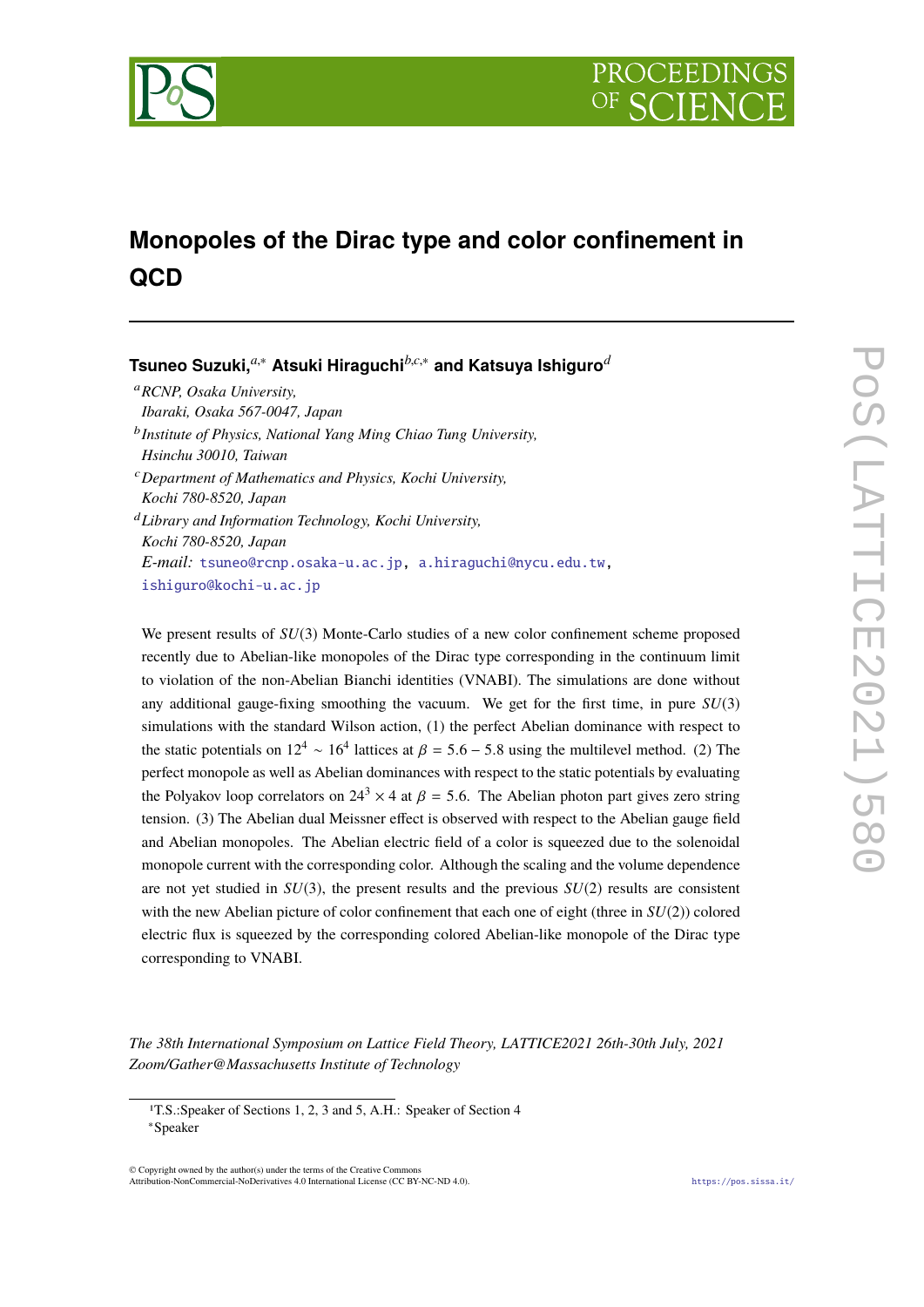# Monopoles of the Dirac type and color confinement in QCD

**Tsuneo Suzuki,[a,*] Atsuki Hiraguchi[b,c,*] and Katsuya Ishiguro[d]**

[a] *RCNP, Osaka University, Ibaraki, Osaka 567-0047, Japan*

[b] *Institute of Physics, National Yang Ming Chiao Tung University, Hsinchu 30010, Taiwan*

[c] *Department of Mathematics and Physics, Kochi University, Kochi 780-8520, Japan*

[d] *Library and Information Technology, Kochi University, Kochi 780-8520, Japan*

*E-mail:* tsuneo@rcnp.osaka-u.ac.jp, a.hiraguchi@nycu.edu.tw, ishiguro@kochi-u.ac.jp

We present results of $SU(3)$ Monte-Carlo studies of a new color confinement scheme proposed recently due to Abelian-like monopoles of the Dirac type corresponding in the continuum limit to violation of the non-Abelian Bianchi identities (VNABI). The simulations are done without any additional gauge-fixing smoothing the vacuum. We get for the first time, in pure $SU(3)$ simulations with the standard Wilson action, (1) the perfect Abelian dominance with respect to the static potentials on $12^4 \sim 16^4$ lattices at $\beta = 5.6 - 5.8$ using the multilevel method. (2) The perfect monopole as well as Abelian dominances with respect to the static potentials by evaluating the Polyakov loop correlators on $24^3 \times 4$ at $\beta = 5.6$. The Abelian photon part gives zero string tension. (3) The Abelian dual Meissner effect is observed with respect to the Abelian gauge field and Abelian monopoles. The Abelian electric field of a color is squeezed due to the solenoidal monopole current with the corresponding color. Although the scaling and the volume dependence are not yet studied in $SU(3)$, the present results and the previous $SU(2)$ results are consistent with the new Abelian picture of color confinement that each one of eight (three in $SU(2)$) colored electric flux is squeezed by the corresponding colored Abelian-like monopole of the Dirac type corresponding to VNABI.

*The 38th International Symposium on Lattice Field Theory, LATTICE2021 26th-30th July, 2021 Zoom/Gather@Massachusetts Institute of Technology*

---

[1] T.S.:Speaker of Sections 1, 2, 3 and 5, A.H.: Speaker of Section 4

[*] Speaker

© Copyright owned by the author(s) under the terms of the Creative Commons Attribution-NonCommercial-NoDerivatives 4.0 International License (CC BY-NC-ND 4.0).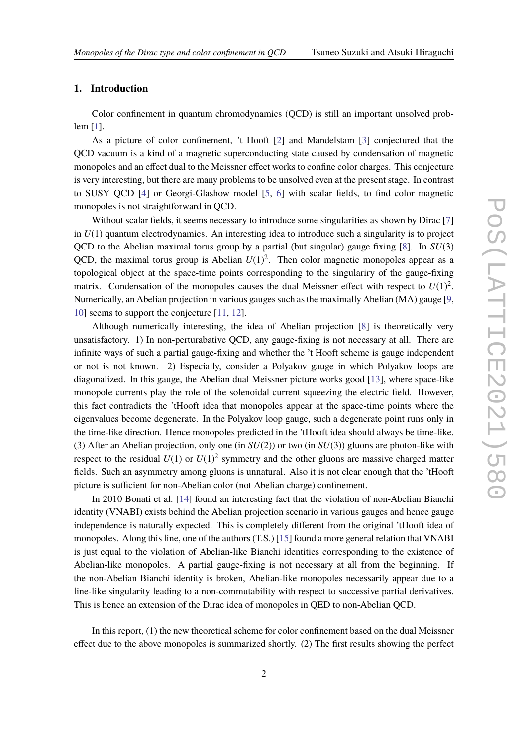## 1. Introduction

Color confinement in quantum chromodynamics (QCD) is still an important unsolved problem [1].

As a picture of color confinement, 't Hooft [2] and Mandelstam [3] conjectured that the QCD vacuum is a kind of a magnetic superconducting state caused by condensation of magnetic monopoles and an effect dual to the Meissner effect works to confine color charges. This conjecture is very interesting, but there are many problems to be unsolved even at the present stage. In contrast to SUSY QCD [4] or Georgi-Glashow model [5, 6] with scalar fields, to find color magnetic monopoles is not straightforward in QCD.

Without scalar fields, it seems necessary to introduce some singularities as shown by Dirac [7] in $U(1)$ quantum electrodynamics. An interesting idea to introduce such a singularity is to project QCD to the Abelian maximal torus group by a partial (but singular) gauge fixing [8]. In $SU(3)$ QCD, the maximal torus group is Abelian $U(1)^2$. Then color magnetic monopoles appear as a topological object at the space-time points corresponding to the singulariry of the gauge-fixing matrix. Condensation of the monopoles causes the dual Meissner effect with respect to $U(1)^2$. Numerically, an Abelian projection in various gauges such as the maximally Abelian (MA) gauge [9, 10] seems to support the conjecture [11, 12].

Although numerically interesting, the idea of Abelian projection [8] is theoretically very unsatisfactory. 1) In non-perturbative QCD, any gauge-fixing is not necessary at all. There are infinite ways of such a partial gauge-fixing and whether the 't Hooft scheme is gauge independent or not is not known. 2) Especially, consider a Polyakov gauge in which Polyakov loops are diagonalized. In this gauge, the Abelian dual Meissner picture works good [13], where space-like monopole currents play the role of the solenoidal current squeezing the electric field. However, this fact contradicts the 'tHooft idea that monopoles appear at the space-time points where the eigenvalues become degenerate. In the Polyakov loop gauge, such a degenerate point runs only in the time-like direction. Hence monopoles predicted in the 'tHooft idea should always be time-like. (3) After an Abelian projection, only one (in $SU(2)$) or two (in $SU(3)$) gluons are photon-like with respect to the residual $U(1)$ or $U(1)^2$ symmetry and the other gluons are massive charged matter fields. Such an asymmetry among gluons is unnatural. Also it is not clear enough that the 'tHooft picture is sufficient for non-Abelian color (not Abelian charge) confinement.

In 2010 Bonati et al. [14] found an interesting fact that the violation of non-Abelian Bianchi identity (VNABI) exists behind the Abelian projection scenario in various gauges and hence gauge independence is naturally expected. This is completely different from the original 'tHooft idea of monopoles. Along this line, one of the authors (T.S.) [15] found a more general relation that VNABI is just equal to the violation of Abelian-like Bianchi identities corresponding to the existence of Abelian-like monopoles. A partial gauge-fixing is not necessary at all from the beginning. If the non-Abelian Bianchi identity is broken, Abelian-like monopoles necessarily appear due to a line-like singularity leading to a non-commutability with respect to successive partial derivatives. This is hence an extension of the Dirac idea of monopoles in QED to non-Abelian QCD.

In this report, (1) the new theoretical scheme for color confinement based on the dual Meissner effect due to the above monopoles is summarized shortly. (2) The first results showing the perfect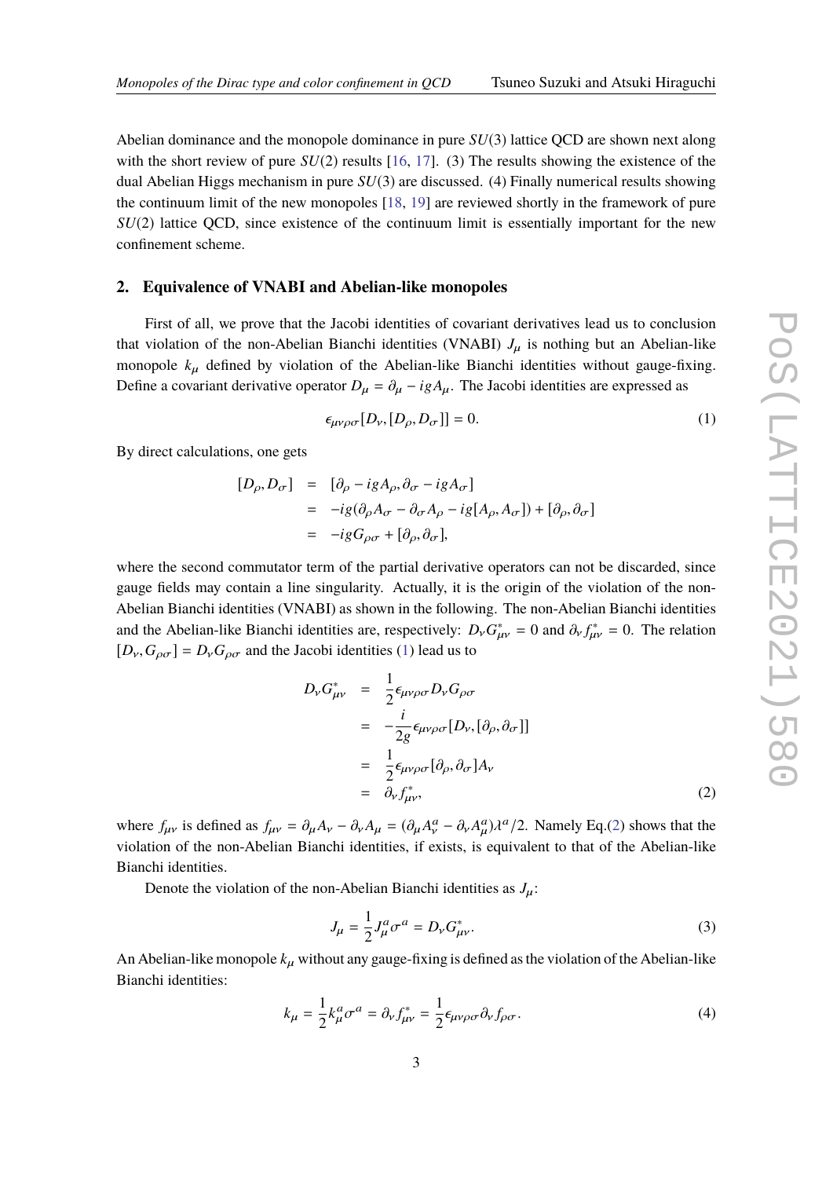Abelian dominance and the monopole dominance in pure $SU(3)$ lattice QCD are shown next along with the short review of pure $SU(2)$ results [16, 17]. (3) The results showing the existence of the dual Abelian Higgs mechanism in pure $SU(3)$ are discussed. (4) Finally numerical results showing the continuum limit of the new monopoles [18, 19] are reviewed shortly in the framework of pure $SU(2)$ lattice QCD, since existence of the continuum limit is essentially important for the new confinement scheme.

## 2. Equivalence of VNABI and Abelian-like monopoles

First of all, we prove that the Jacobi identities of covariant derivatives lead us to conclusion that violation of the non-Abelian Bianchi identities (VNABI) $J_\mu$ is nothing but an Abelian-like monopole $k_\mu$ defined by violation of the Abelian-like Bianchi identities without gauge-fixing. Define a covariant derivative operator $D_\mu = \partial_\mu - igA_\mu$. The Jacobi identities are expressed as

$$\epsilon_{\mu\nu\rho\sigma}[D_\nu, [D_\rho, D_\sigma]] = 0. \tag{1}$$

By direct calculations, one gets

$$\begin{aligned}
[D_\rho, D_\sigma] &= [\partial_\rho - igA_\rho, \partial_\sigma - igA_\sigma] \\
&= -ig(\partial_\rho A_\sigma - \partial_\sigma A_\rho - ig[A_\rho, A_\sigma]) + [\partial_\rho, \partial_\sigma] \\
&= -igG_{\rho\sigma} + [\partial_\rho, \partial_\sigma],
\end{aligned}$$

where the second commutator term of the partial derivative operators can not be discarded, since gauge fields may contain a line singularity. Actually, it is the origin of the violation of the non-Abelian Bianchi identities (VNABI) as shown in the following. The non-Abelian Bianchi identities and the Abelian-like Bianchi identities are, respectively: $D_\nu G^*_{\mu\nu} = 0$ and $\partial_\nu f^*_{\mu\nu} = 0$. The relation $[D_\nu, G_{\rho\sigma}] = D_\nu G_{\rho\sigma}$ and the Jacobi identities (1) lead us to

$$\begin{aligned}
D_\nu G^*_{\mu\nu} &= \frac{1}{2}\epsilon_{\mu\nu\rho\sigma} D_\nu G_{\rho\sigma} \\
&= -\frac{i}{2g}\epsilon_{\mu\nu\rho\sigma}[D_\nu, [\partial_\rho, \partial_\sigma]] \\
&= \frac{1}{2}\epsilon_{\mu\nu\rho\sigma}[\partial_\rho, \partial_\sigma] A_\nu \\
&= \partial_\nu f^*_{\mu\nu},
\end{aligned} \tag{2}$$

where $f_{\mu\nu}$ is defined as $f_{\mu\nu} = \partial_\mu A_\nu - \partial_\nu A_\mu = (\partial_\mu A^a_\nu - \partial_\nu A^a_\mu)\lambda^a/2$. Namely Eq.(2) shows that the violation of the non-Abelian Bianchi identities, if exists, is equivalent to that of the Abelian-like Bianchi identities.

Denote the violation of the non-Abelian Bianchi identities as $J_\mu$:

$$J_\mu = \frac{1}{2} J^a_\mu \sigma^a = D_\nu G^*_{\mu\nu}. \tag{3}$$

An Abelian-like monopole $k_\mu$ without any gauge-fixing is defined as the violation of the Abelian-like Bianchi identities:

$$k_\mu = \frac{1}{2} k^a_\mu \sigma^a = \partial_\nu f^*_{\mu\nu} = \frac{1}{2}\epsilon_{\mu\nu\rho\sigma}\partial_\nu f_{\rho\sigma}. \tag{4}$$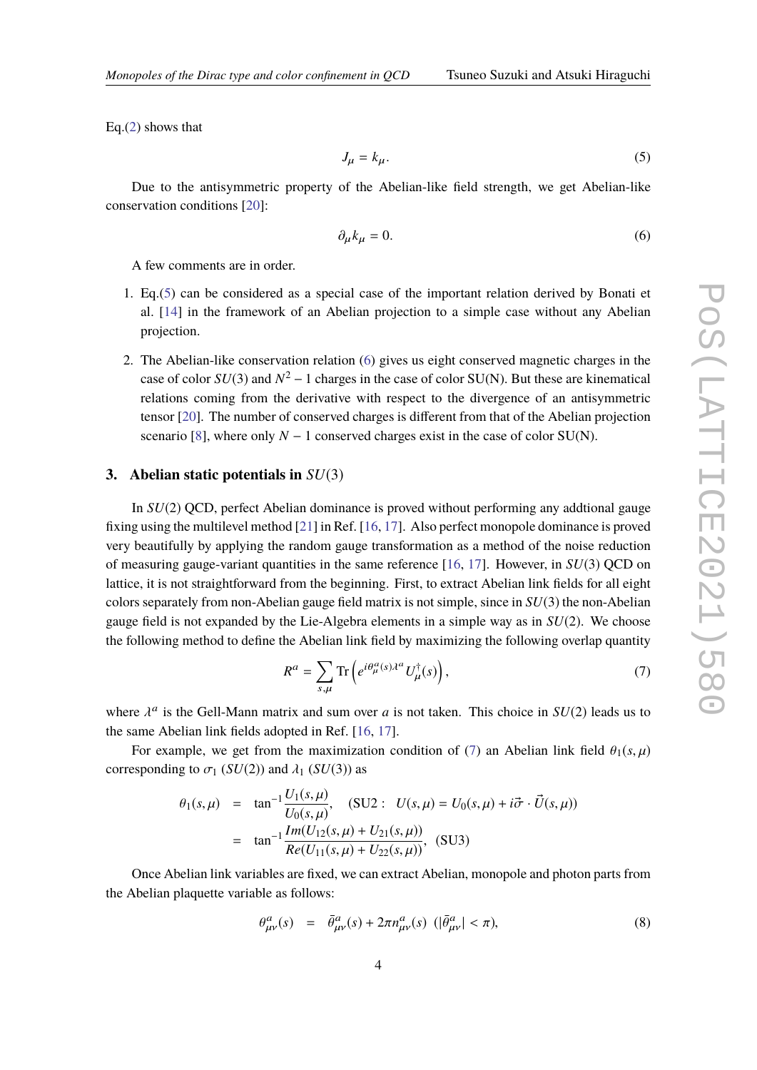Eq.(2) shows that

$$J_\mu = k_\mu. \tag{5}$$

Due to the antisymmetric property of the Abelian-like field strength, we get Abelian-like conservation conditions [20]:

$$\partial_\mu k_\mu = 0. \tag{6}$$

A few comments are in order.

1. Eq.(5) can be considered as a special case of the important relation derived by Bonati et al. [14] in the framework of an Abelian projection to a simple case without any Abelian projection.
2. The Abelian-like conservation relation (6) gives us eight conserved magnetic charges in the case of color $SU(3)$ and $N^2-1$ charges in the case of color SU(N). But these are kinematical relations coming from the derivative with respect to the divergence of an antisymmetric tensor [20]. The number of conserved charges is different from that of the Abelian projection scenario [8], where only $N-1$ conserved charges exist in the case of color SU(N).

## 3. Abelian static potentials in $SU(3)$

In $SU(2)$ QCD, perfect Abelian dominance is proved without performing any addtional gauge fixing using the multilevel method [21] in Ref. [16, 17]. Also perfect monopole dominance is proved very beautifully by applying the random gauge transformation as a method of the noise reduction of measuring gauge-variant quantities in the same reference [16, 17]. However, in $SU(3)$ QCD on lattice, it is not straightforward from the beginning. First, to extract Abelian link fields for all eight colors separately from non-Abelian gauge field matrix is not simple, since in $SU(3)$ the non-Abelian gauge field is not expanded by the Lie-Algebra elements in a simple way as in $SU(2)$. We choose the following method to define the Abelian link field by maximizing the following overlap quantity

$$R^a = \sum_{s,\mu} \mathrm{Tr}\left(e^{i\theta^a_\mu(s)\lambda^a} U^\dagger_\mu(s)\right), \tag{7}$$

where $\lambda^a$ is the Gell-Mann matrix and sum over $a$ is not taken. This choice in $SU(2)$ leads us to the same Abelian link fields adopted in Ref. [16, 17].

For example, we get from the maximization condition of (7) an Abelian link field $\theta_1(s,\mu)$ corresponding to $\sigma_1$ ($SU(2)$) and $\lambda_1$ ($SU(3)$) as

$$\begin{aligned}
\theta_1(s,\mu) &= \tan^{-1}\frac{U_1(s,\mu)}{U_0(s,\mu)}, \quad (\mathrm{SU2}: \;\; U(s,\mu) = U_0(s,\mu) + i\vec{\sigma}\cdot\vec{U}(s,\mu)) \\
&= \tan^{-1}\frac{Im(U_{12}(s,\mu) + U_{21}(s,\mu))}{Re(U_{11}(s,\mu) + U_{22}(s,\mu))}, \quad (\mathrm{SU3})
\end{aligned}$$

Once Abelian link variables are fixed, we can extract Abelian, monopole and photon parts from the Abelian plaquette variable as follows:

$$\theta^a_{\mu\nu}(s) = \bar{\theta}^a_{\mu\nu}(s) + 2\pi n^a_{\mu\nu}(s) \;\; (|\bar{\theta}^a_{\mu\nu}| < \pi), \tag{8}$$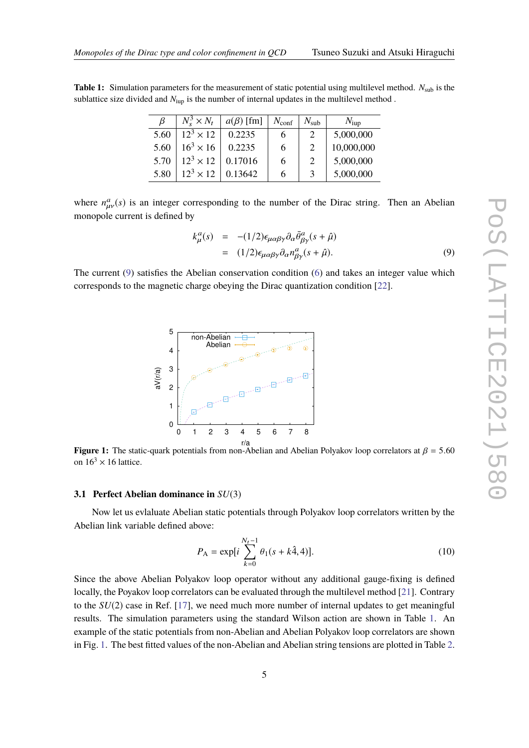**Table 1:** Simulation parameters for the measurement of static potential using multilevel method. $N_{\rm sub}$ is the sublattice size divided and $N_{\rm iup}$ is the number of internal updates in the multilevel method .

| $\beta$ | $N_s^3 \times N_t$ | $a(\beta)$ [fm] | $N_{\rm conf}$ | $N_{\rm sub}$ | $N_{\rm iup}$ |
|---|---|---|---|---|---|
| 5.60 | $12^3 \times 12$ | 0.2235 | 6 | 2 | 5,000,000 |
| 5.60 | $16^3 \times 16$ | 0.2235 | 6 | 2 | 10,000,000 |
| 5.70 | $12^3 \times 12$ | 0.17016 | 6 | 2 | 5,000,000 |
| 5.80 | $12^3 \times 12$ | 0.13642 | 6 | 3 | 5,000,000 |

where $n^a_{\mu\nu}(s)$ is an integer corresponding to the number of the Dirac string. Then an Abelian monopole current is defined by

$$
\begin{aligned}
k^a_\mu(s) &= -(1/2)\epsilon_{\mu\alpha\beta\gamma}\partial_\alpha\bar{\theta}^a_{\beta\gamma}(s+\hat{\mu}) \\
&= (1/2)\epsilon_{\mu\alpha\beta\gamma}\partial_\alpha n^a_{\beta\gamma}(s+\hat{\mu}).
\end{aligned} \tag{9}
$$

The current (9) satisfies the Abelian conservation condition (6) and takes an integer value which corresponds to the magnetic charge obeying the Dirac quantization condition [22].

**Figure 1:** The static-quark potentials from non-Abelian and Abelian Polyakov loop correlators at $\beta = 5.60$ on $16^3 \times 16$ lattice.

### 3.1 Perfect Abelian dominance in $SU(3)$

Now let us evlaluate Abelian static potentials through Polyakov loop correlators written by the Abelian link variable defined above:

$$
P_{\rm A} = \exp[i \sum_{k=0}^{N_t-1} \theta_1(s+k\hat{4},4)]. \tag{10}
$$

Since the above Abelian Polyakov loop operator without any additional gauge-fixing is defined locally, the Poyakov loop correlators can be evaluated through the multilevel method [21]. Contrary to the $SU(2)$ case in Ref. [17], we need much more number of internal updates to get meaningful results. The simulation parameters using the standard Wilson action are shown in Table 1. An example of the static potentials from non-Abelian and Abelian Polyakov loop correlators are shown in Fig. 1. The best fitted values of the non-Abelian and Abelian string tensions are plotted in Table 2.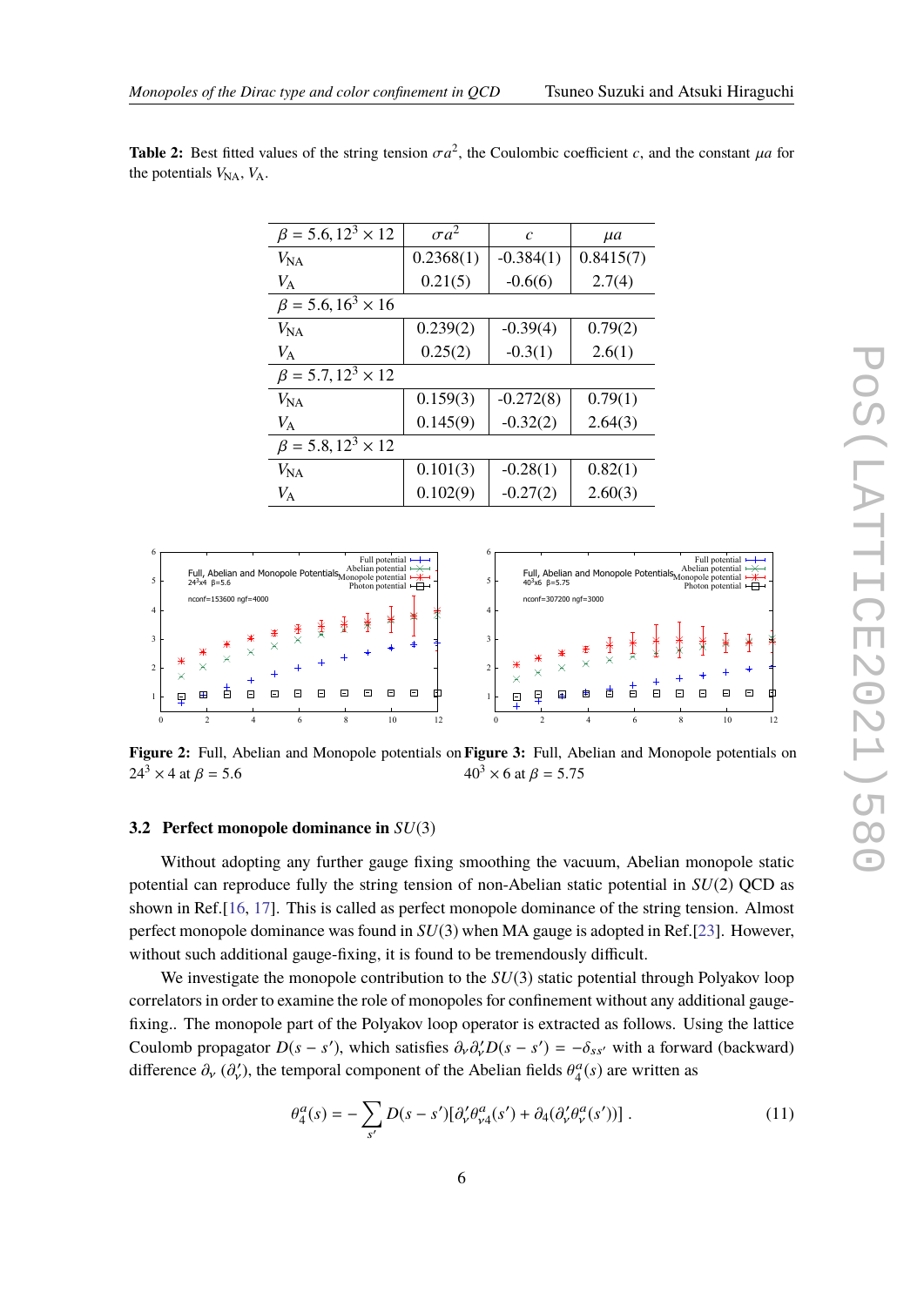**Table 2:** Best fitted values of the string tension $\sigma a^2$, the Coulombic coefficient $c$, and the constant $\mu a$ for the potentials $V_{\text{NA}}$, $V_{\text{A}}$.

| $\beta = 5.6, 12^3 \times 12$ | $\sigma a^2$ | $c$ | $\mu a$ |
|---|---|---|---|
| $V_{\text{NA}}$ | 0.2368(1) | -0.384(1) | 0.8415(7) |
| $V_{\text{A}}$ | 0.21(5) | -0.6(6) | 2.7(4) |
| $\beta = 5.6, 16^3 \times 16$ | | | |
| $V_{\text{NA}}$ | 0.239(2) | -0.39(4) | 0.79(2) |
| $V_{\text{A}}$ | 0.25(2) | -0.3(1) | 2.6(1) |
| $\beta = 5.7, 12^3 \times 12$ | | | |
| $V_{\text{NA}}$ | 0.159(3) | -0.272(8) | 0.79(1) |
| $V_{\text{A}}$ | 0.145(9) | -0.32(2) | 2.64(3) |
| $\beta = 5.8, 12^3 \times 12$ | | | |
| $V_{\text{NA}}$ | 0.101(3) | -0.28(1) | 0.82(1) |
| $V_{\text{A}}$ | 0.102(9) | -0.27(2) | 2.60(3) |

**Figure 2:** Full, Abelian and Monopole potentials on $24^3 \times 4$ at $\beta = 5.6$

**Figure 3:** Full, Abelian and Monopole potentials on $40^3 \times 6$ at $\beta = 5.75$

### 3.2 Perfect monopole dominance in $SU(3)$

Without adopting any further gauge fixing smoothing the vacuum, Abelian monopole static potential can reproduce fully the string tension of non-Abelian static potential in $SU(2)$ QCD as shown in Ref.[16, 17]. This is called as perfect monopole dominance of the string tension. Almost perfect monopole dominance was found in $SU(3)$ when MA gauge is adopted in Ref.[23]. However, without such additional gauge-fixing, it is found to be tremendously difficult.

We investigate the monopole contribution to the $SU(3)$ static potential through Polyakov loop correlators in order to examine the role of monopoles for confinement without any additional gauge-fixing.. The monopole part of the Polyakov loop operator is extracted as follows. Using the lattice Coulomb propagator $D(s-s')$, which satisfies $\partial_\nu \partial'_\nu D(s-s') = -\delta_{ss'}$ with a forward (backward) difference $\partial_\nu$ ($\partial'_\nu$), the temporal component of the Abelian fields $\theta^a_4(s)$ are written as

$$\theta^a_4(s) = -\sum_{s'} D(s-s')[\partial'_\nu \theta^a_{\nu 4}(s') + \partial_4(\partial'_\nu \theta^a_\nu(s'))] \,. \tag{11}$$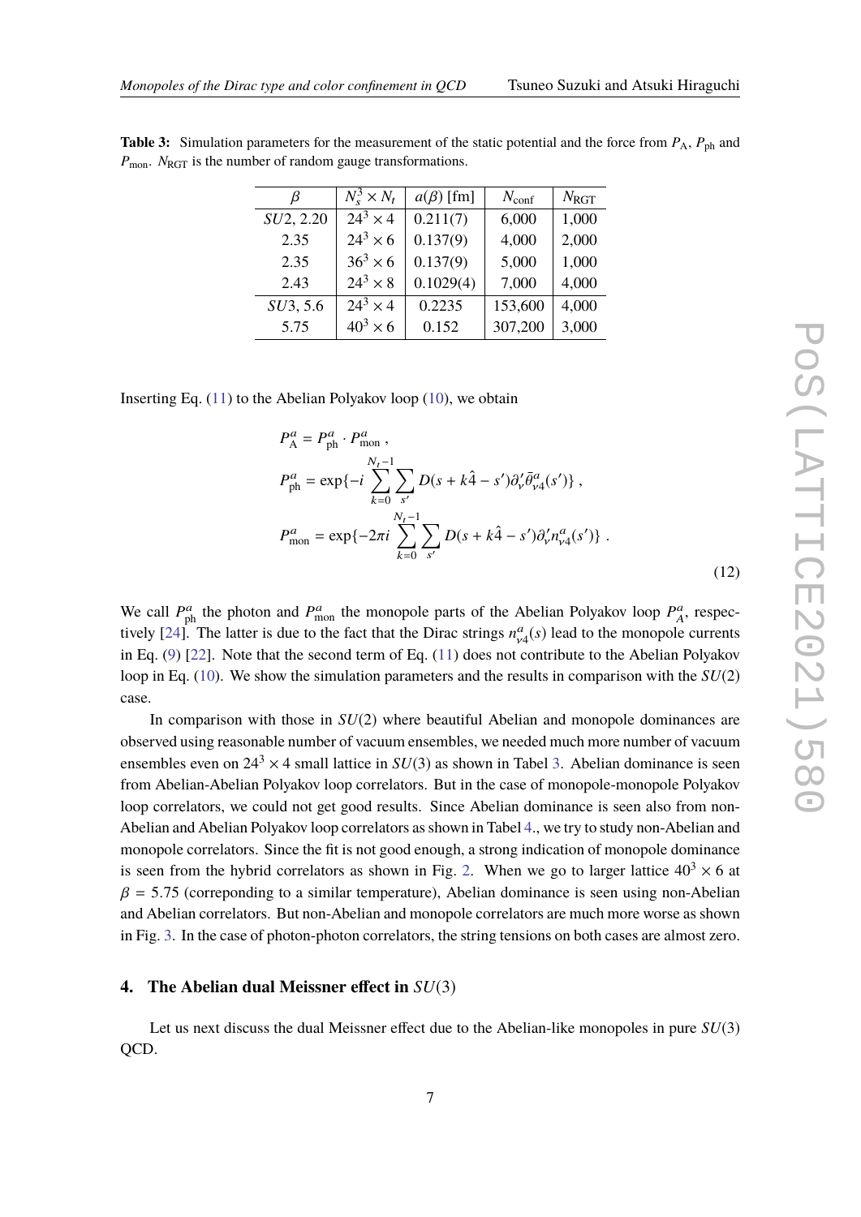**Table 3:** Simulation parameters for the measurement of the static potential and the force from $P_{\rm A}$, $P_{\rm ph}$ and $P_{\rm mon}$. $N_{\rm RGT}$ is the number of random gauge transformations.

| $\beta$ | $N_s^3 \times N_t$ | $a(\beta)$ [fm] | $N_{\rm conf}$ | $N_{\rm RGT}$ |
|---|---|---|---|---|
| $SU2$, 2.20 | $24^3 \times 4$ | 0.211(7) | 6,000 | 1,000 |
| 2.35 | $24^3 \times 6$ | 0.137(9) | 4,000 | 2,000 |
| 2.35 | $36^3 \times 6$ | 0.137(9) | 5,000 | 1,000 |
| 2.43 | $24^3 \times 8$ | 0.1029(4) | 7,000 | 4,000 |
| $SU3$, 5.6 | $24^3 \times 4$ | 0.2235 | 153,600 | 4,000 |
| 5.75 | $40^3 \times 6$ | 0.152 | 307,200 | 3,000 |

Inserting Eq. (11) to the Abelian Polyakov loop (10), we obtain

$$
\begin{aligned}
P_{\rm A}^a &= P_{\rm ph}^a \cdot P_{\rm mon}^a \,, \\
P_{\rm ph}^a &= \exp\{-i \sum_{k=0}^{N_t-1} \sum_{s'} D(s + k\hat{4} - s')\partial'_\nu \bar{\theta}^a_{\nu 4}(s')\} \,, \\
P_{\rm mon}^a &= \exp\{-2\pi i \sum_{k=0}^{N_t-1} \sum_{s'} D(s + k\hat{4} - s')\partial'_\nu n^a_{\nu 4}(s')\} \,.
\end{aligned} \tag{12}
$$

We call $P_{\rm ph}^a$ the photon and $P_{\rm mon}^a$ the monopole parts of the Abelian Polyakov loop $P_A^a$, respectively [24]. The latter is due to the fact that the Dirac strings $n^a_{\nu 4}(s)$ lead to the monopole currents in Eq. (9) [22]. Note that the second term of Eq. (11) does not contribute to the Abelian Polyakov loop in Eq. (10). We show the simulation parameters and the results in comparison with the $SU(2)$ case.

In comparison with those in $SU(2)$ where beautiful Abelian and monopole dominances are observed using reasonable number of vacuum ensembles, we needed much more number of vacuum ensembles even on $24^3 \times 4$ small lattice in $SU(3)$ as shown in Tabel 3. Abelian dominance is seen from Abelian-Abelian Polyakov loop correlators. But in the case of monopole-monopole Polyakov loop correlators, we could not get good results. Since Abelian dominance is seen also from non-Abelian and Abelian Polyakov loop correlators as shown in Tabel 4., we try to study non-Abelian and monopole correlators. Since the fit is not good enough, a strong indication of monopole dominance is seen from the hybrid correlators as shown in Fig. 2. When we go to larger lattice $40^3 \times 6$ at $\beta = 5.75$ (correponding to a similar temperature), Abelian dominance is seen using non-Abelian and Abelian correlators. But non-Abelian and monopole correlators are much more worse as shown in Fig. 3. In the case of photon-photon correlators, the string tensions on both cases are almost zero.

## 4. The Abelian dual Meissner effect in $SU(3)$

Let us next discuss the dual Meissner effect due to the Abelian-like monopoles in pure $SU(3)$ QCD.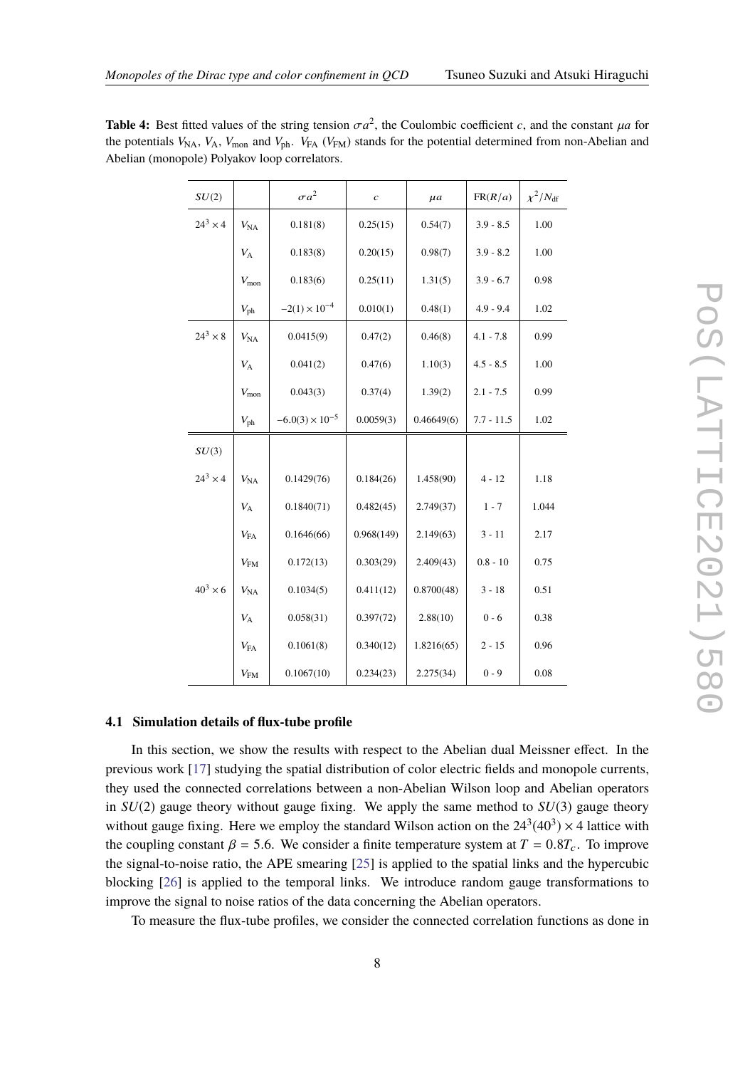**Table 4:** Best fitted values of the string tension $\sigma a^2$, the Coulombic coefficient $c$, and the constant $\mu a$ for the potentials $V_{\rm NA}$, $V_{\rm A}$, $V_{\rm mon}$ and $V_{\rm ph}$. $V_{\rm FA}$ ($V_{\rm FM}$) stands for the potential determined from non-Abelian and Abelian (monopole) Polyakov loop correlators.

| $SU(2)$ | | $\sigma a^2$ | $c$ | $\mu a$ | FR$(R/a)$ | $\chi^2/N_{\rm df}$ |
|---|---|---|---|---|---|---|
| $24^3 \times 4$ | $V_{\rm NA}$ | 0.181(8) | 0.25(15) | 0.54(7) | 3.9 - 8.5 | 1.00 |
| | $V_{\rm A}$ | 0.183(8) | 0.20(15) | 0.98(7) | 3.9 - 8.2 | 1.00 |
| | $V_{\rm mon}$ | 0.183(6) | 0.25(11) | 1.31(5) | 3.9 - 6.7 | 0.98 |
| | $V_{\rm ph}$ | $-2(1) \times 10^{-4}$ | 0.010(1) | 0.48(1) | 4.9 - 9.4 | 1.02 |
| $24^3 \times 8$ | $V_{\rm NA}$ | 0.0415(9) | 0.47(2) | 0.46(8) | 4.1 - 7.8 | 0.99 |
| | $V_{\rm A}$ | 0.041(2) | 0.47(6) | 1.10(3) | 4.5 - 8.5 | 1.00 |
| | $V_{\rm mon}$ | 0.043(3) | 0.37(4) | 1.39(2) | 2.1 - 7.5 | 0.99 |
| | $V_{\rm ph}$ | $-6.0(3) \times 10^{-5}$ | 0.0059(3) | 0.46649(6) | 7.7 - 11.5 | 1.02 |
| $SU(3)$ | | | | | | |
| $24^3 \times 4$ | $V_{\rm NA}$ | 0.1429(76) | 0.184(26) | 1.458(90) | 4 - 12 | 1.18 |
| | $V_{\rm A}$ | 0.1840(71) | 0.482(45) | 2.749(37) | 1 - 7 | 1.044 |
| | $V_{\rm FA}$ | 0.1646(66) | 0.968(149) | 2.149(63) | 3 - 11 | 2.17 |
| | $V_{\rm FM}$ | 0.172(13) | 0.303(29) | 2.409(43) | 0.8 - 10 | 0.75 |
| $40^3 \times 6$ | $V_{\rm NA}$ | 0.1034(5) | 0.411(12) | 0.8700(48) | 3 - 18 | 0.51 |
| | $V_{\rm A}$ | 0.058(31) | 0.397(72) | 2.88(10) | 0 - 6 | 0.38 |
| | $V_{\rm FA}$ | 0.1061(8) | 0.340(12) | 1.8216(65) | 2 - 15 | 0.96 |
| | $V_{\rm FM}$ | 0.1067(10) | 0.234(23) | 2.275(34) | 0 - 9 | 0.08 |

### 4.1 Simulation details of flux-tube profile

In this section, we show the results with respect to the Abelian dual Meissner effect. In the previous work [17] studying the spatial distribution of color electric fields and monopole currents, they used the connected correlations between a non-Abelian Wilson loop and Abelian operators in $SU(2)$ gauge theory without gauge fixing. We apply the same method to $SU(3)$ gauge theory without gauge fixing. Here we employ the standard Wilson action on the $24^3(40^3) \times 4$ lattice with the coupling constant $\beta = 5.6$. We consider a finite temperature system at $T = 0.8T_c$. To improve the signal-to-noise ratio, the APE smearing [25] is applied to the spatial links and the hypercubic blocking [26] is applied to the temporal links. We introduce random gauge transformations to improve the signal to noise ratios of the data concerning the Abelian operators.

To measure the flux-tube profiles, we consider the connected correlation functions as done in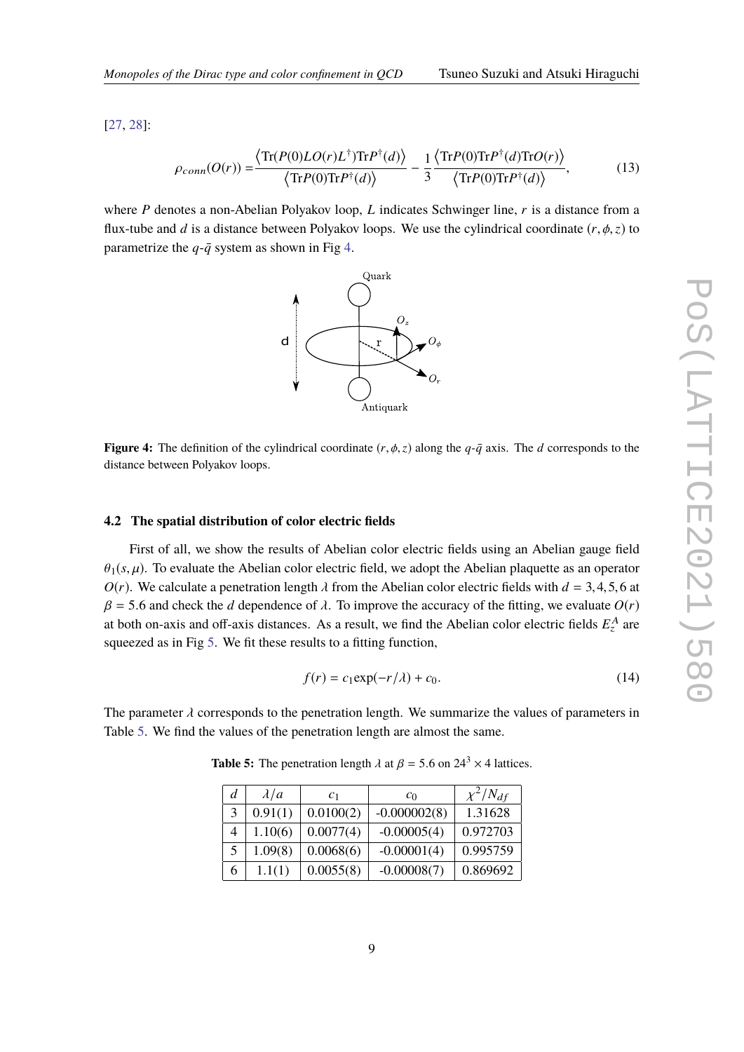[27, 28]:

$$\rho_{conn}(O(r)) = \frac{\left\langle \mathrm{Tr}(P(0)LO(r)L^{\dagger})\mathrm{Tr}P^{\dagger}(d)\right\rangle}{\left\langle \mathrm{Tr}P(0)\mathrm{Tr}P^{\dagger}(d)\right\rangle} - \frac{1}{3}\frac{\left\langle \mathrm{Tr}P(0)\mathrm{Tr}P^{\dagger}(d)\mathrm{Tr}O(r)\right\rangle}{\left\langle \mathrm{Tr}P(0)\mathrm{Tr}P^{\dagger}(d)\right\rangle}, \tag{13}$$

where $P$ denotes a non-Abelian Polyakov loop, $L$ indicates Schwinger line, $r$ is a distance from a flux-tube and $d$ is a distance between Polyakov loops. We use the cylindrical coordinate $(r, \phi, z)$ to parametrize the $q$-$\bar{q}$ system as shown in Fig 4.

**Figure 4:** The definition of the cylindrical coordinate $(r, \phi, z)$ along the $q$-$\bar{q}$ axis. The $d$ corresponds to the distance between Polyakov loops.

### 4.2 The spatial distribution of color electric fields

First of all, we show the results of Abelian color electric fields using an Abelian gauge field $\theta_1(s, \mu)$. To evaluate the Abelian color electric field, we adopt the Abelian plaquette as an operator $O(r)$. We calculate a penetration length $\lambda$ from the Abelian color electric fields with $d = 3, 4, 5, 6$ at $\beta = 5.6$ and check the $d$ dependence of $\lambda$. To improve the accuracy of the fitting, we evaluate $O(r)$ at both on-axis and off-axis distances. As a result, we find the Abelian color electric fields $E_z^A$ are squeezed as in Fig 5. We fit these results to a fitting function,

$$f(r) = c_1 \exp(-r/\lambda) + c_0. \tag{14}$$

The parameter $\lambda$ corresponds to the penetration length. We summarize the values of parameters in Table 5. We find the values of the penetration length are almost the same.

**Table 5:** The penetration length $\lambda$ at $\beta = 5.6$ on $24^3 \times 4$ lattices.

| $d$ | $\lambda/a$ | $c_1$ | $c_0$ | $\chi^2/N_{df}$ |
|---|---|---|---|---|
| 3 | 0.91(1) | 0.0100(2) | -0.000002(8) | 1.31628 |
| 4 | 1.10(6) | 0.0077(4) | -0.00005(4) | 0.972703 |
| 5 | 1.09(8) | 0.0068(6) | -0.00001(4) | 0.995759 |
| 6 | 1.1(1) | 0.0055(8) | -0.00008(7) | 0.869692 |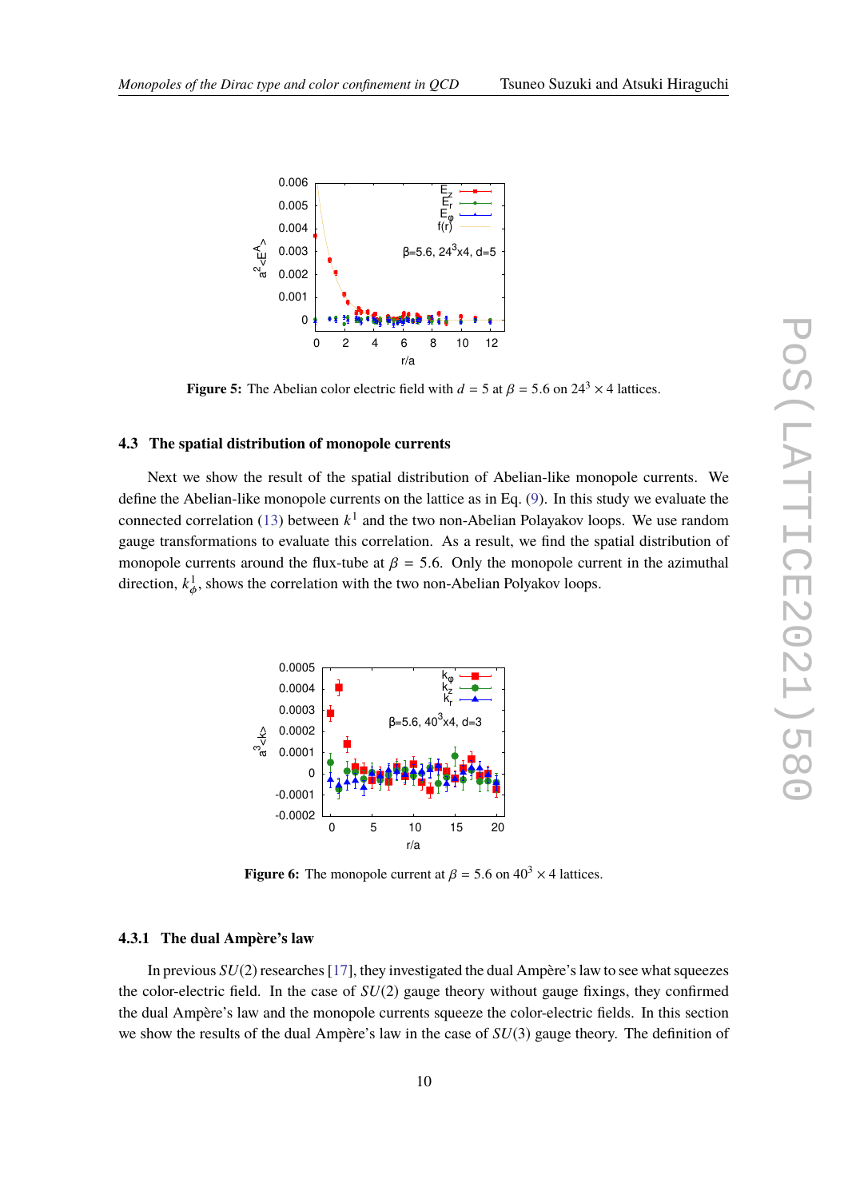**Figure 5:** The Abelian color electric field with $d = 5$ at $\beta = 5.6$ on $24^3 \times 4$ lattices.

### 4.3 The spatial distribution of monopole currents

Next we show the result of the spatial distribution of Abelian-like monopole currents. We define the Abelian-like monopole currents on the lattice as in Eq. (9). In this study we evaluate the connected correlation (13) between $k^1$ and the two non-Abelian Polayakov loops. We use random gauge transformations to evaluate this correlation. As a result, we find the spatial distribution of monopole currents around the flux-tube at $\beta = 5.6$. Only the monopole current in the azimuthal direction, $k^1_\phi$, shows the correlation with the two non-Abelian Polyakov loops.

**Figure 6:** The monopole current at $\beta = 5.6$ on $40^3 \times 4$ lattices.

#### 4.3.1 The dual Ampère's law

In previous $SU(2)$ researches [17], they investigated the dual Ampère's law to see what squeezes the color-electric field. In the case of $SU(2)$ gauge theory without gauge fixings, they confirmed the dual Ampère's law and the monopole currents squeeze the color-electric fields. In this section we show the results of the dual Ampère's law in the case of $SU(3)$ gauge theory. The definition of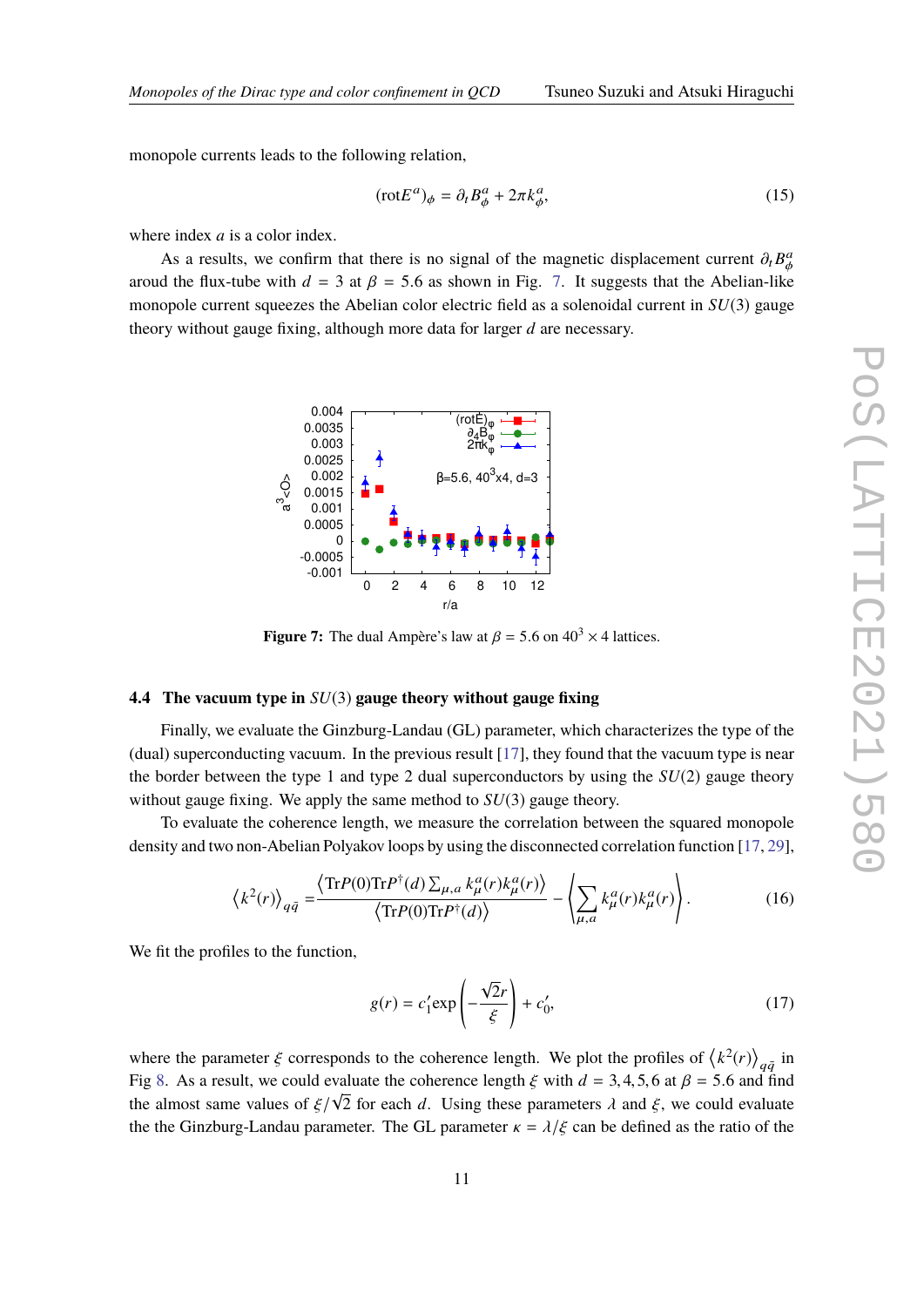monopole currents leads to the following relation,

$$(\text{rot}E^a)_\phi = \partial_t B^a_\phi + 2\pi k^a_\phi, \tag{15}$$

where index $a$ is a color index.

As a results, we confirm that there is no signal of the magnetic displacement current $\partial_t B^a_\phi$ aroud the flux-tube with $d = 3$ at $\beta = 5.6$ as shown in Fig. 7. It suggests that the Abelian-like monopole current squeezes the Abelian color electric field as a solenoidal current in $SU(3)$ gauge theory without gauge fixing, although more data for larger $d$ are necessary.

**Figure 7:** The dual Ampère's law at $\beta = 5.6$ on $40^3 \times 4$ lattices.

### 4.4 The vacuum type in $SU(3)$ gauge theory without gauge fixing

Finally, we evaluate the Ginzburg-Landau (GL) parameter, which characterizes the type of the (dual) superconducting vacuum. In the previous result [17], they found that the vacuum type is near the border between the type 1 and type 2 dual superconductors by using the $SU(2)$ gauge theory without gauge fixing. We apply the same method to $SU(3)$ gauge theory.

To evaluate the coherence length, we measure the correlation between the squared monopole density and two non-Abelian Polyakov loops by using the disconnected correlation function [17, 29],

$$\left\langle k^2(r) \right\rangle_{q\bar{q}} = \frac{\left\langle \text{Tr}P(0)\text{Tr}P^\dagger(d) \sum_{\mu,a} k^a_\mu(r) k^a_\mu(r) \right\rangle}{\left\langle \text{Tr}P(0)\text{Tr}P^\dagger(d) \right\rangle} - \left\langle \sum_{\mu,a} k^a_\mu(r) k^a_\mu(r) \right\rangle. \tag{16}$$

We fit the profiles to the function,

$$g(r) = c_1' \exp\left(-\frac{\sqrt{2}r}{\xi}\right) + c_0', \tag{17}$$

where the parameter $\xi$ corresponds to the coherence length. We plot the profiles of $\left\langle k^2(r) \right\rangle_{q\bar{q}}$ in Fig 8. As a result, we could evaluate the coherence length $\xi$ with $d = 3, 4, 5, 6$ at $\beta = 5.6$ and find the almost same values of $\xi/\sqrt{2}$ for each $d$. Using these parameters $\lambda$ and $\xi$, we could evaluate the the Ginzburg-Landau parameter. The GL parameter $\kappa = \lambda/\xi$ can be defined as the ratio of the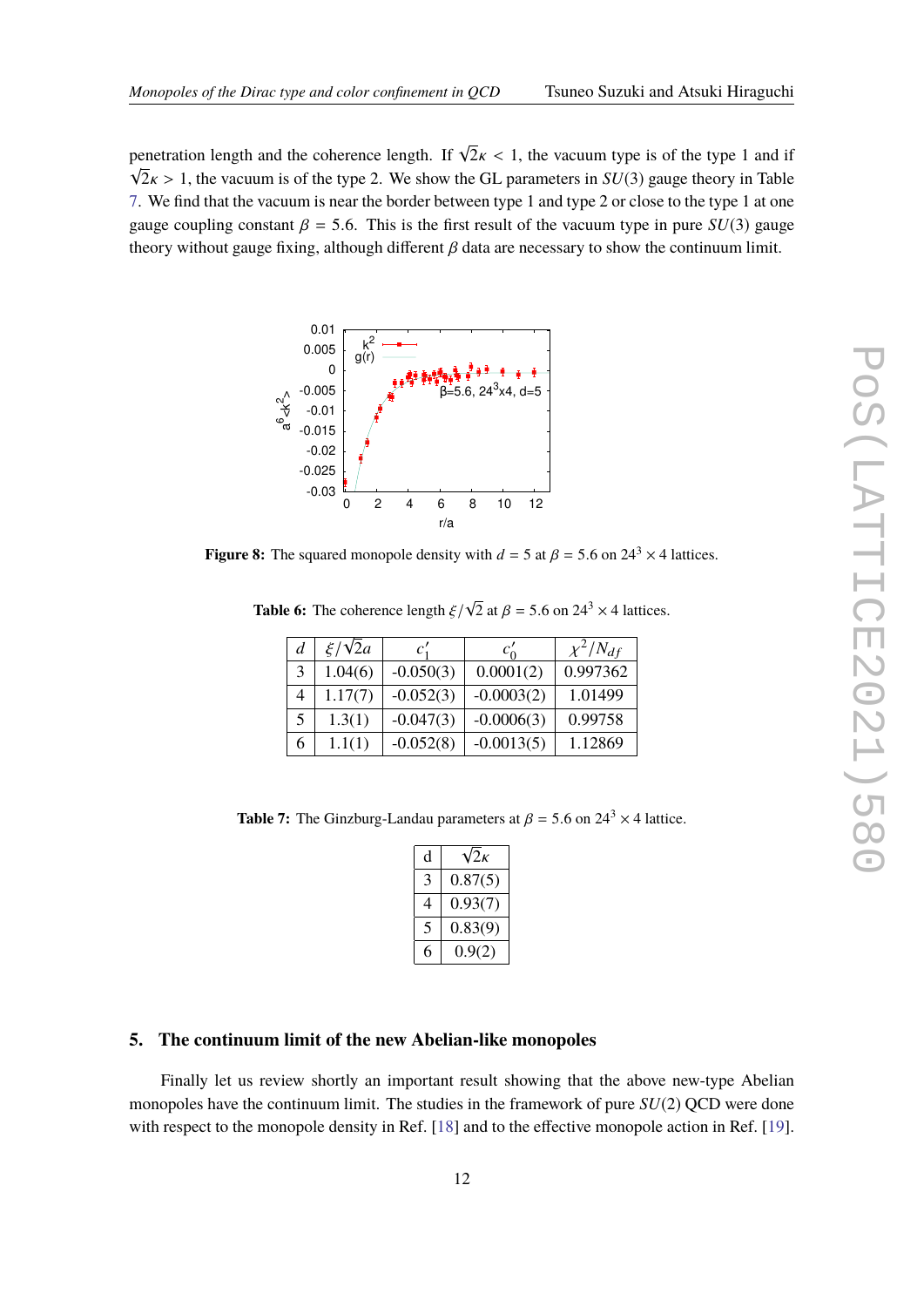penetration length and the coherence length. If $\sqrt{2}\kappa < 1$, the vacuum type is of the type 1 and if $\sqrt{2}\kappa > 1$, the vacuum is of the type 2. We show the GL parameters in $SU(3)$ gauge theory in Table 7. We find that the vacuum is near the border between type 1 and type 2 or close to the type 1 at one gauge coupling constant $\beta = 5.6$. This is the first result of the vacuum type in pure $SU(3)$ gauge theory without gauge fixing, although different $\beta$ data are necessary to show the continuum limit.

**Figure 8:** The squared monopole density with $d = 5$ at $\beta = 5.6$ on $24^3 \times 4$ lattices.

**Table 6:** The coherence length $\xi/\sqrt{2}$ at $\beta = 5.6$ on $24^3 \times 4$ lattices.

| $d$ | $\xi/\sqrt{2}a$ | $c_1'$ | $c_0'$ | $\chi^2/N_{df}$ |
|---|---|---|---|---|
| 3 | 1.04(6) | -0.050(3) | 0.0001(2) | 0.997362 |
| 4 | 1.17(7) | -0.052(3) | -0.0003(2) | 1.01499 |
| 5 | 1.3(1) | -0.047(3) | -0.0006(3) | 0.99758 |
| 6 | 1.1(1) | -0.052(8) | -0.0013(5) | 1.12869 |

**Table 7:** The Ginzburg-Landau parameters at $\beta = 5.6$ on $24^3 \times 4$ lattice.

| d | $\sqrt{2}\kappa$ |
|---|---|
| 3 | 0.87(5) |
| 4 | 0.93(7) |
| 5 | 0.83(9) |
| 6 | 0.9(2) |

## 5. The continuum limit of the new Abelian-like monopoles

Finally let us review shortly an important result showing that the above new-type Abelian monopoles have the continuum limit. The studies in the framework of pure $SU(2)$ QCD were done with respect to the monopole density in Ref. [18] and to the effective monopole action in Ref. [19].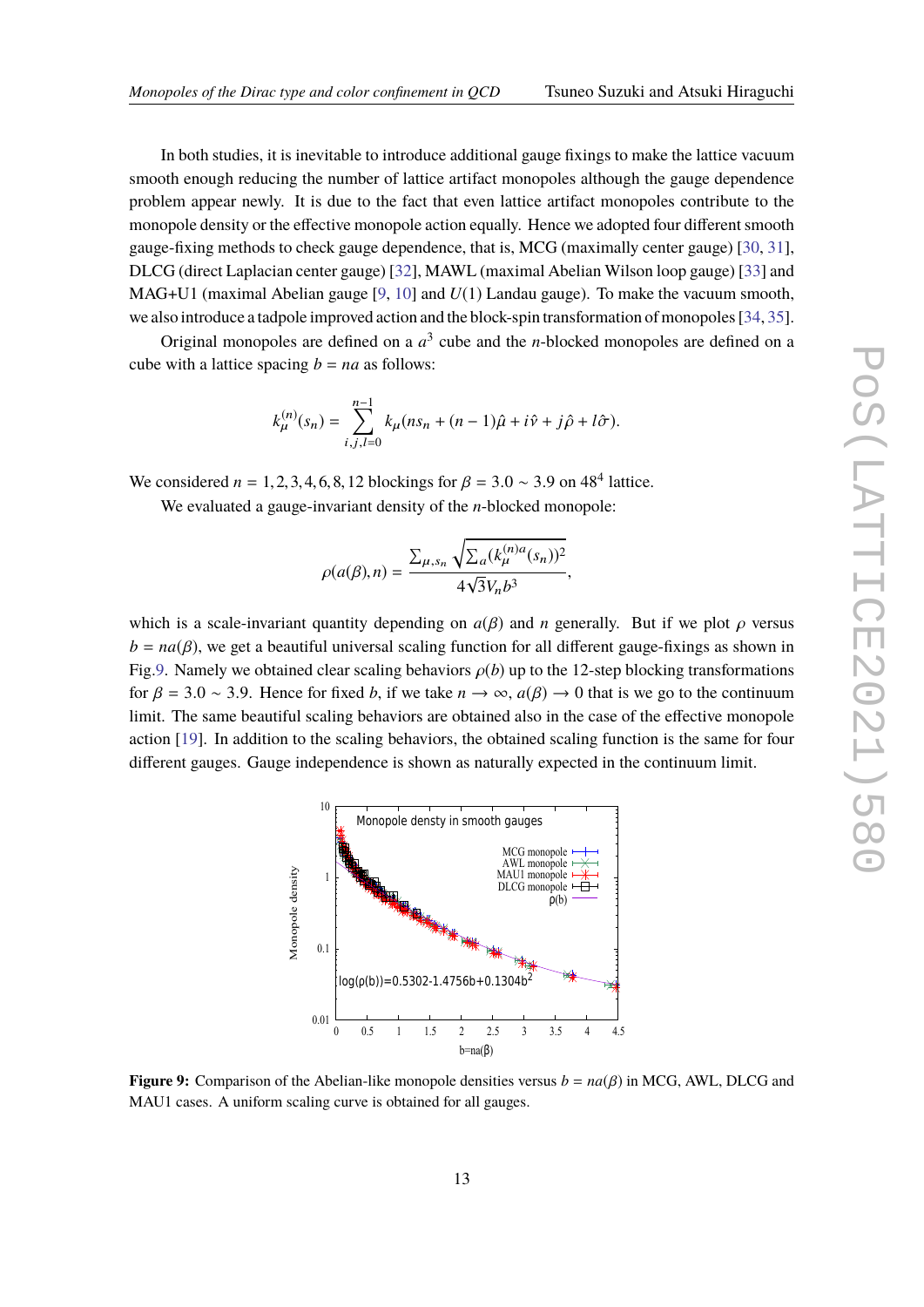In both studies, it is inevitable to introduce additional gauge fixings to make the lattice vacuum smooth enough reducing the number of lattice artifact monopoles although the gauge dependence problem appear newly. It is due to the fact that even lattice artifact monopoles contribute to the monopole density or the effective monopole action equally. Hence we adopted four different smooth gauge-fixing methods to check gauge dependence, that is, MCG (maximally center gauge) [30, 31], DLCG (direct Laplacian center gauge) [32], MAWL (maximal Abelian Wilson loop gauge) [33] and MAG+U1 (maximal Abelian gauge [9, 10] and $U(1)$ Landau gauge). To make the vacuum smooth, we also introduce a tadpole improved action and the block-spin transformation of monopoles [34, 35].

Original monopoles are defined on a $a^3$ cube and the $n$-blocked monopoles are defined on a cube with a lattice spacing $b = na$ as follows:

$$k_\mu^{(n)}(s_n) = \sum_{i,j,l=0}^{n-1} k_\mu(ns_n + (n-1)\hat{\mu} + i\hat{\nu} + j\hat{\rho} + l\hat{\sigma}).$$

We considered $n = 1, 2, 3, 4, 6, 8, 12$ blockings for $\beta = 3.0 \sim 3.9$ on $48^4$ lattice.

We evaluated a gauge-invariant density of the $n$-blocked monopole:

$$\rho(a(\beta), n) = \frac{\sum_{\mu, s_n} \sqrt{\sum_a (k_\mu^{(n)a}(s_n))^2}}{4\sqrt{3} V_n b^3},$$

which is a scale-invariant quantity depending on $a(\beta)$ and $n$ generally. But if we plot $\rho$ versus $b = na(\beta)$, we get a beautiful universal scaling function for all different gauge-fixings as shown in Fig.9. Namely we obtained clear scaling behaviors $\rho(b)$ up to the 12-step blocking transformations for $\beta = 3.0 \sim 3.9$. Hence for fixed $b$, if we take $n \to \infty$, $a(\beta) \to 0$ that is we go to the continuum limit. The same beautiful scaling behaviors are obtained also in the case of the effective monopole action [19]. In addition to the scaling behaviors, the obtained scaling function is the same for four different gauges. Gauge independence is shown as naturally expected in the continuum limit.

**Figure 9:** Comparison of the Abelian-like monopole densities versus $b = na(\beta)$ in MCG, AWL, DLCG and MAU1 cases. A uniform scaling curve is obtained for all gauges.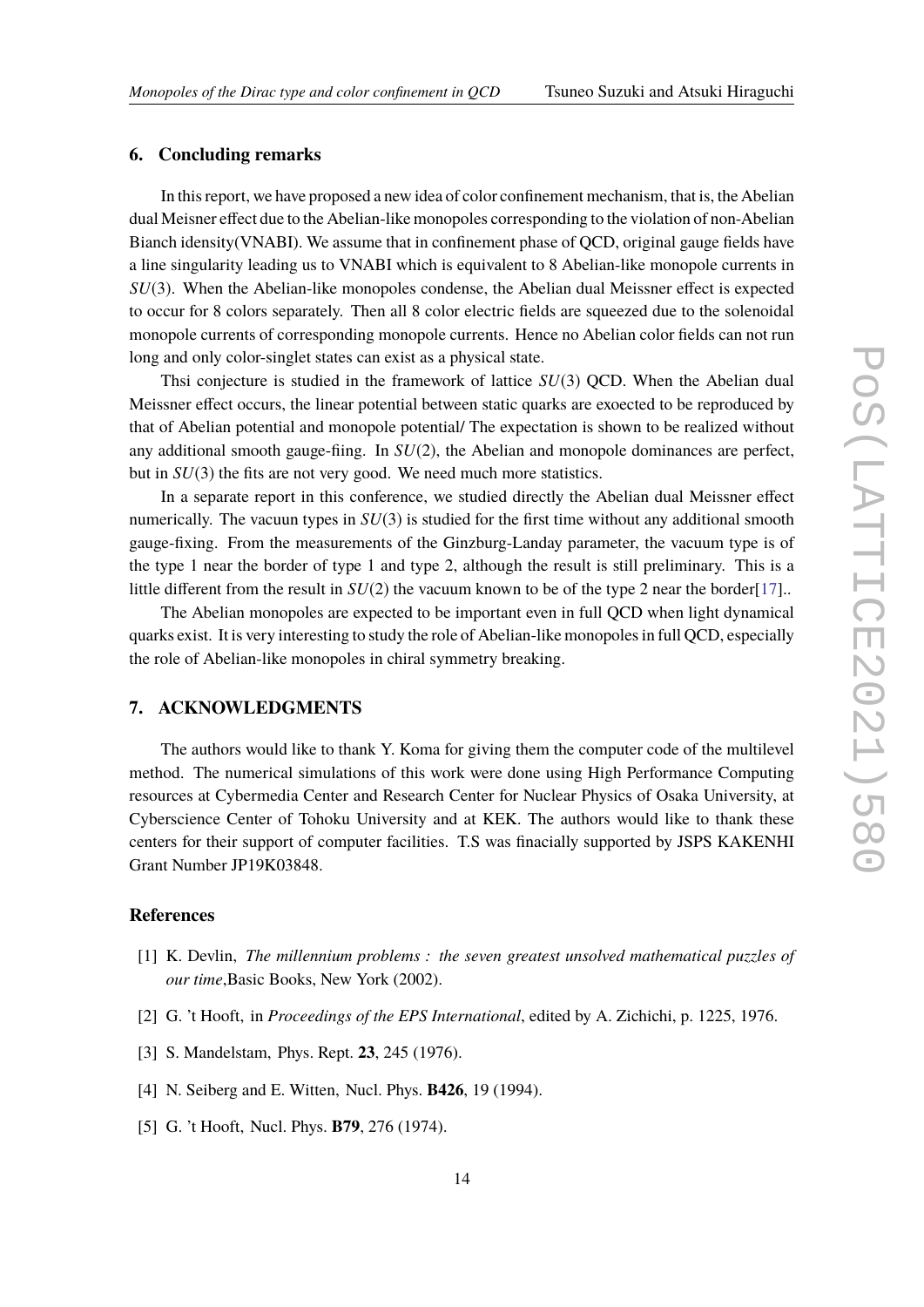## 6. Concluding remarks

In this report, we have proposed a new idea of color confinement mechanism, that is, the Abelian dual Meisner effect due to the Abelian-like monopoles corresponding to the violation of non-Abelian Bianch idensity(VNABI). We assume that in confinement phase of QCD, original gauge fields have a line singularity leading us to VNABI which is equivalent to 8 Abelian-like monopole currents in $SU(3)$. When the Abelian-like monopoles condense, the Abelian dual Meissner effect is expected to occur for 8 colors separately. Then all 8 color electric fields are squeezed due to the solenoidal monopole currents of corresponding monopole currents. Hence no Abelian color fields can not run long and only color-singlet states can exist as a physical state.

Thsi conjecture is studied in the framework of lattice $SU(3)$ QCD. When the Abelian dual Meissner effect occurs, the linear potential between static quarks are exoected to be reproduced by that of Abelian potential and monopole potential/ The expectation is shown to be realized without any additional smooth gauge-fiing. In $SU(2)$, the Abelian and monopole dominances are perfect, but in $SU(3)$ the fits are not very good. We need much more statistics.

In a separate report in this conference, we studied directly the Abelian dual Meissner effect numerically. The vacuun types in $SU(3)$ is studied for the first time without any additional smooth gauge-fixing. From the measurements of the Ginzburg-Landay parameter, the vacuum type is of the type 1 near the border of type 1 and type 2, although the result is still preliminary. This is a little different from the result in $SU(2)$ the vacuum known to be of the type 2 near the border[17]..

The Abelian monopoles are expected to be important even in full QCD when light dynamical quarks exist. It is very interesting to study the role of Abelian-like monopoles in full QCD, especially the role of Abelian-like monopoles in chiral symmetry breaking.

## 7. ACKNOWLEDGMENTS

The authors would like to thank Y. Koma for giving them the computer code of the multilevel method. The numerical simulations of this work were done using High Performance Computing resources at Cybermedia Center and Research Center for Nuclear Physics of Osaka University, at Cyberscience Center of Tohoku University and at KEK. The authors would like to thank these centers for their support of computer facilities. T.S was finacially supported by JSPS KAKENHI Grant Number JP19K03848.

## References

[1] K. Devlin, *The millennium problems : the seven greatest unsolved mathematical puzzles of our time*,Basic Books, New York (2002).

[2] G. 't Hooft, in *Proceedings of the EPS International*, edited by A. Zichichi, p. 1225, 1976.

[3] S. Mandelstam, Phys. Rept. **23**, 245 (1976).

[4] N. Seiberg and E. Witten, Nucl. Phys. **B426**, 19 (1994).

[5] G. 't Hooft, Nucl. Phys. **B79**, 276 (1974).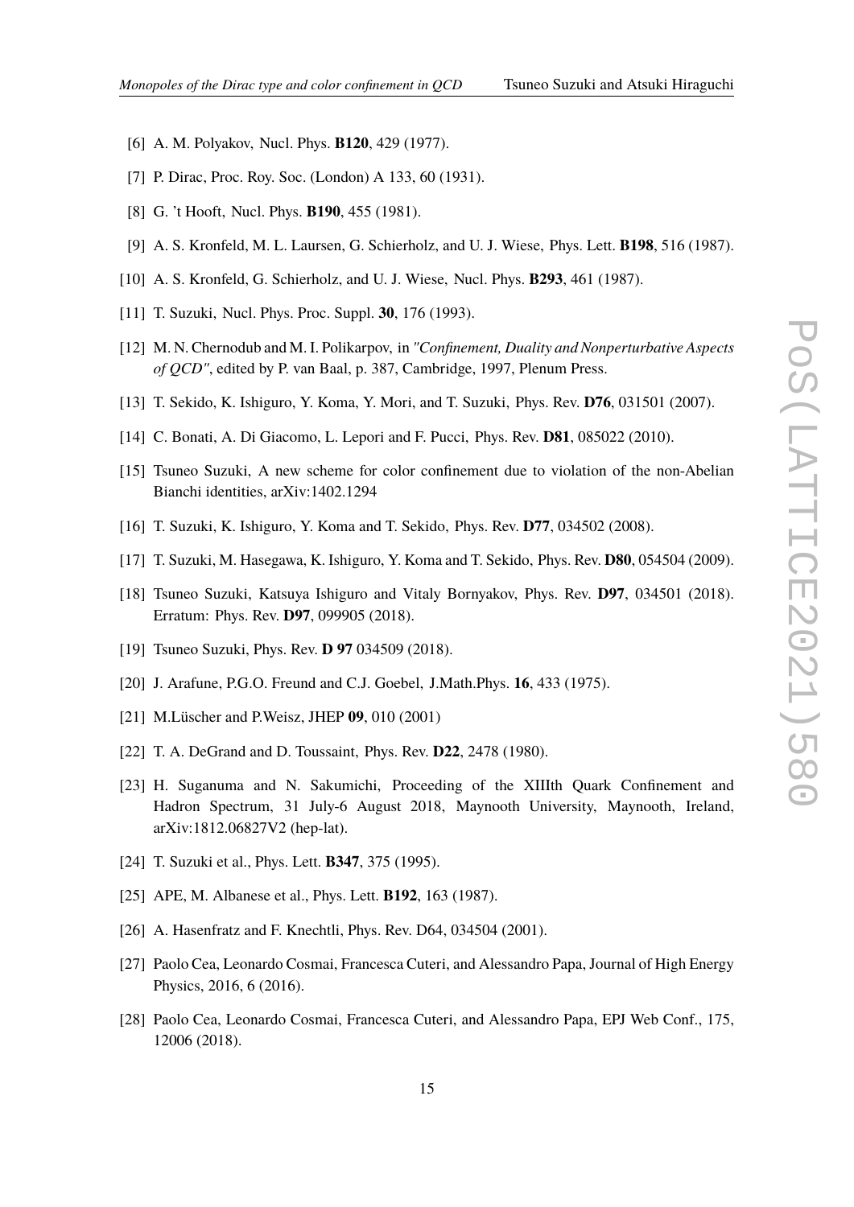[6] A. M. Polyakov, Nucl. Phys. **B120**, 429 (1977).

[7] P. Dirac, Proc. Roy. Soc. (London) A 133, 60 (1931).

[8] G. 't Hooft, Nucl. Phys. **B190**, 455 (1981).

[9] A. S. Kronfeld, M. L. Laursen, G. Schierholz, and U. J. Wiese, Phys. Lett. **B198**, 516 (1987).

[10] A. S. Kronfeld, G. Schierholz, and U. J. Wiese, Nucl. Phys. **B293**, 461 (1987).

[11] T. Suzuki, Nucl. Phys. Proc. Suppl. **30**, 176 (1993).

[12] M. N. Chernodub and M. I. Polikarpov, in *"Confinement, Duality and Nonperturbative Aspects of QCD"*, edited by P. van Baal, p. 387, Cambridge, 1997, Plenum Press.

[13] T. Sekido, K. Ishiguro, Y. Koma, Y. Mori, and T. Suzuki, Phys. Rev. **D76**, 031501 (2007).

[14] C. Bonati, A. Di Giacomo, L. Lepori and F. Pucci, Phys. Rev. **D81**, 085022 (2010).

[15] Tsuneo Suzuki, A new scheme for color confinement due to violation of the non-Abelian Bianchi identities, arXiv:1402.1294

[16] T. Suzuki, K. Ishiguro, Y. Koma and T. Sekido, Phys. Rev. **D77**, 034502 (2008).

[17] T. Suzuki, M. Hasegawa, K. Ishiguro, Y. Koma and T. Sekido, Phys. Rev. **D80**, 054504 (2009).

[18] Tsuneo Suzuki, Katsuya Ishiguro and Vitaly Bornyakov, Phys. Rev. **D97**, 034501 (2018). Erratum: Phys. Rev. **D97**, 099905 (2018).

[19] Tsuneo Suzuki, Phys. Rev. **D 97** 034509 (2018).

[20] J. Arafune, P.G.O. Freund and C.J. Goebel, J.Math.Phys. **16**, 433 (1975).

[21] M.Lüscher and P.Weisz, JHEP **09**, 010 (2001)

[22] T. A. DeGrand and D. Toussaint, Phys. Rev. **D22**, 2478 (1980).

[23] H. Suganuma and N. Sakumichi, Proceeding of the XIIIth Quark Confinement and Hadron Spectrum, 31 July-6 August 2018, Maynooth University, Maynooth, Ireland, arXiv:1812.06827V2 (hep-lat).

[24] T. Suzuki et al., Phys. Lett. **B347**, 375 (1995).

[25] APE, M. Albanese et al., Phys. Lett. **B192**, 163 (1987).

[26] A. Hasenfratz and F. Knechtli, Phys. Rev. D64, 034504 (2001).

[27] Paolo Cea, Leonardo Cosmai, Francesca Cuteri, and Alessandro Papa, Journal of High Energy Physics, 2016, 6 (2016).

[28] Paolo Cea, Leonardo Cosmai, Francesca Cuteri, and Alessandro Papa, EPJ Web Conf., 175, 12006 (2018).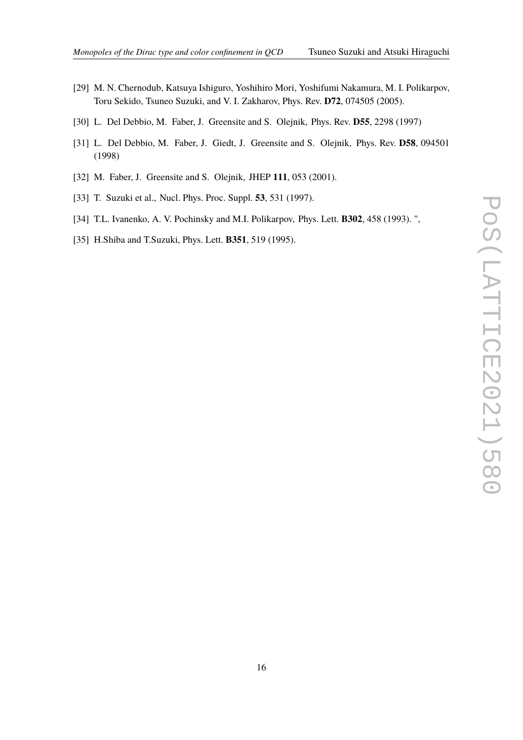[29] M. N. Chernodub, Katsuya Ishiguro, Yoshihiro Mori, Yoshifumi Nakamura, M. I. Polikarpov, Toru Sekido, Tsuneo Suzuki, and V. I. Zakharov, Phys. Rev. **D72**, 074505 (2005).

[30] L. Del Debbio, M. Faber, J. Greensite and S. Olejnik, Phys. Rev. **D55**, 2298 (1997)

[31] L. Del Debbio, M. Faber, J. Giedt, J. Greensite and S. Olejnik, Phys. Rev. **D58**, 094501 (1998)

[32] M. Faber, J. Greensite and S. Olejnik, JHEP **111**, 053 (2001).

[33] T. Suzuki et al., Nucl. Phys. Proc. Suppl. **53**, 531 (1997).

[34] T.L. Ivanenko, A. V. Pochinsky and M.I. Polikarpov, Phys. Lett. **B302**, 458 (1993). ",

[35] H.Shiba and T.Suzuki, Phys. Lett. **B351**, 519 (1995).